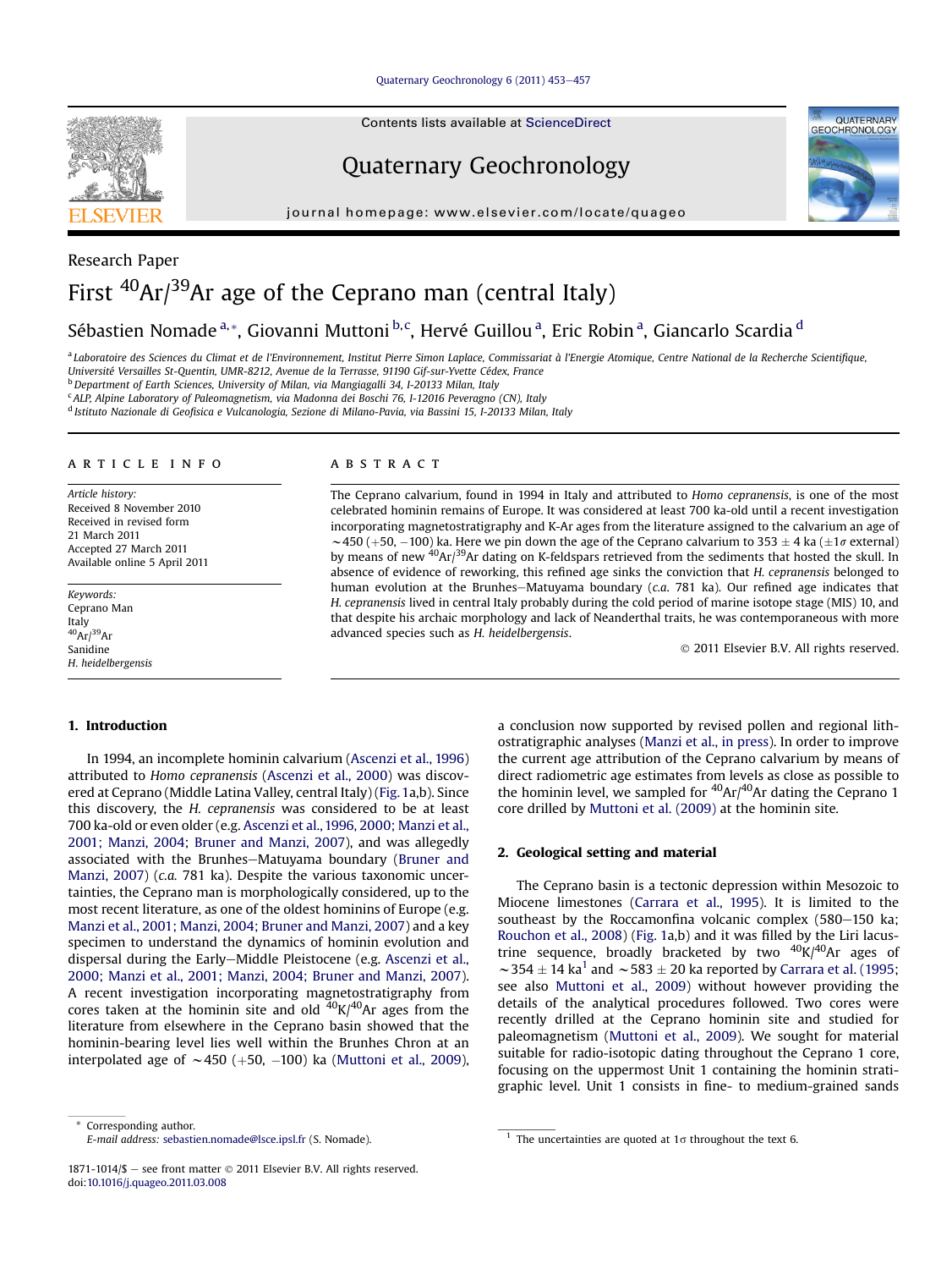Contents lists available at ScienceDirect

Quaternary Geochronology

journal homepage: www.elsevier.com/locate/quageo

Research Paper

# First $^{40}Ar/^{39}Ar$ age of the Ceprano man (central Italy)

Sébastien Nomade [a,*], Giovanni Muttoni [b,c], Hervé Guillou [a], Eric Robin [a], Giancarlo Scardia [d]

[a] Laboratoire des Sciences du Climat et de l'Environnement, Institut Pierre Simon Laplace, Commissariat à l'Energie Atomique, Centre National de la Recherche Scientifique, Université Versailles St-Quentin, UMR-8212, Avenue de la Terrasse, 91190 Gif-sur-Yvette Cédex, France

[b] Department of Earth Sciences, University of Milan, via Mangiagalli 34, I-20133 Milan, Italy

[c] ALP, Alpine Laboratory of Paleomagnetism, via Madonna dei Boschi 76, I-12016 Peveragno (CN), Italy

[d] Istituto Nazionale di Geofisica e Vulcanologia, Sezione di Milano-Pavia, via Bassini 15, I-20133 Milan, Italy

## ARTICLE INFO

*Article history:*
Received 8 November 2010
Received in revised form
21 March 2011
Accepted 27 March 2011
Available online 5 April 2011

*Keywords:*
Ceprano Man
Italy
$^{40}Ar/^{39}Ar$
Sanidine
*H. heidelbergensis*

## ABSTRACT

The Ceprano calvarium, found in 1994 in Italy and attributed to *Homo cepranensis*, is one of the most celebrated hominin remains of Europe. It was considered at least 700 ka-old until a recent investigation incorporating magnetostratigraphy and K-Ar ages from the literature assigned to the calvarium an age of ~450 (+50, −100) ka. Here we pin down the age of the Ceprano calvarium to 353 ± 4 ka (±1σ external) by means of new $^{40}Ar/^{39}Ar$ dating on K-feldspars retrieved from the sediments that hosted the skull. In absence of evidence of reworking, this refined age sinks the conviction that *H. cepranensis* belonged to human evolution at the Brunhes−Matuyama boundary (*c.a.* 781 ka). Our refined age indicates that *H. cepranensis* lived in central Italy probably during the cold period of marine isotope stage (MIS) 10, and that despite his archaic morphology and lack of Neanderthal traits, he was contemporaneous with more advanced species such as *H. heidelbergensis*.

© 2011 Elsevier B.V. All rights reserved.

## 1. Introduction

In 1994, an incomplete hominin calvarium (Ascenzi et al., 1996) attributed to *Homo cepranensis* (Ascenzi et al., 2000) was discovered at Ceprano (Middle Latina Valley, central Italy) (Fig. 1a,b). Since this discovery, the *H. cepranensis* was considered to be at least 700 ka-old or even older (e.g. Ascenzi et al., 1996, 2000; Manzi et al., 2001; Manzi, 2004; Bruner and Manzi, 2007), and was allegedly associated with the Brunhes−Matuyama boundary (Bruner and Manzi, 2007) (*c.a.* 781 ka). Despite the various taxonomic uncertainties, the Ceprano man is morphologically considered, up to the most recent literature, as one of the oldest hominins of Europe (e.g. Manzi et al., 2001; Manzi, 2004; Bruner and Manzi, 2007) and a key specimen to understand the dynamics of hominin evolution and dispersal during the Early−Middle Pleistocene (e.g. Ascenzi et al., 2000; Manzi et al., 2001; Manzi, 2004; Bruner and Manzi, 2007). A recent investigation incorporating magnetostratigraphy from cores taken at the hominin site and old $^{40}K/^{40}Ar$ ages from the literature from elsewhere in the Ceprano basin showed that the hominin-bearing level lies well within the Brunhes Chron at an interpolated age of ~450 (+50, −100) ka (Muttoni et al., 2009), a conclusion now supported by revised pollen and regional lithostratigraphic analyses (Manzi et al., in press). In order to improve the current age attribution of the Ceprano calvarium by means of direct radiometric age estimates from levels as close as possible to the hominin level, we sampled for $^{40}Ar/^{39}Ar$ dating the Ceprano 1 core drilled by Muttoni et al. (2009) at the hominin site.

## 2. Geological setting and material

The Ceprano basin is a tectonic depression within Mesozoic to Miocene limestones (Carrara et al., 1995). It is limited to the southeast by the Roccamonfina volcanic complex (580−150 ka; Rouchon et al., 2008) (Fig. 1a,b) and it was filled by the Liri lacustrine sequence, broadly bracketed by two $^{40}K/^{40}Ar$ ages of ~354 ± 14 ka[1] and ~583 ± 20 ka reported by Carrara et al. (1995; see also Muttoni et al., 2009) without however providing the details of the analytical procedures followed. Two cores were recently drilled at the Ceprano hominin site and studied for paleomagnetism (Muttoni et al., 2009). We sought for material suitable for radio-isotopic dating throughout the Ceprano 1 core, focusing on the uppermost Unit 1 containing the hominin stratigraphic level. Unit 1 consists in fine- to medium-grained sands

\* Corresponding author.
E-mail address: sebastien.nomade@lsce.ipsl.fr (S. Nomade).

[1] The uncertainties are quoted at 1σ throughout the text 6.

1871-1014/$ − see front matter © 2011 Elsevier B.V. All rights reserved.
doi:10.1016/j.quageo.2011.03.008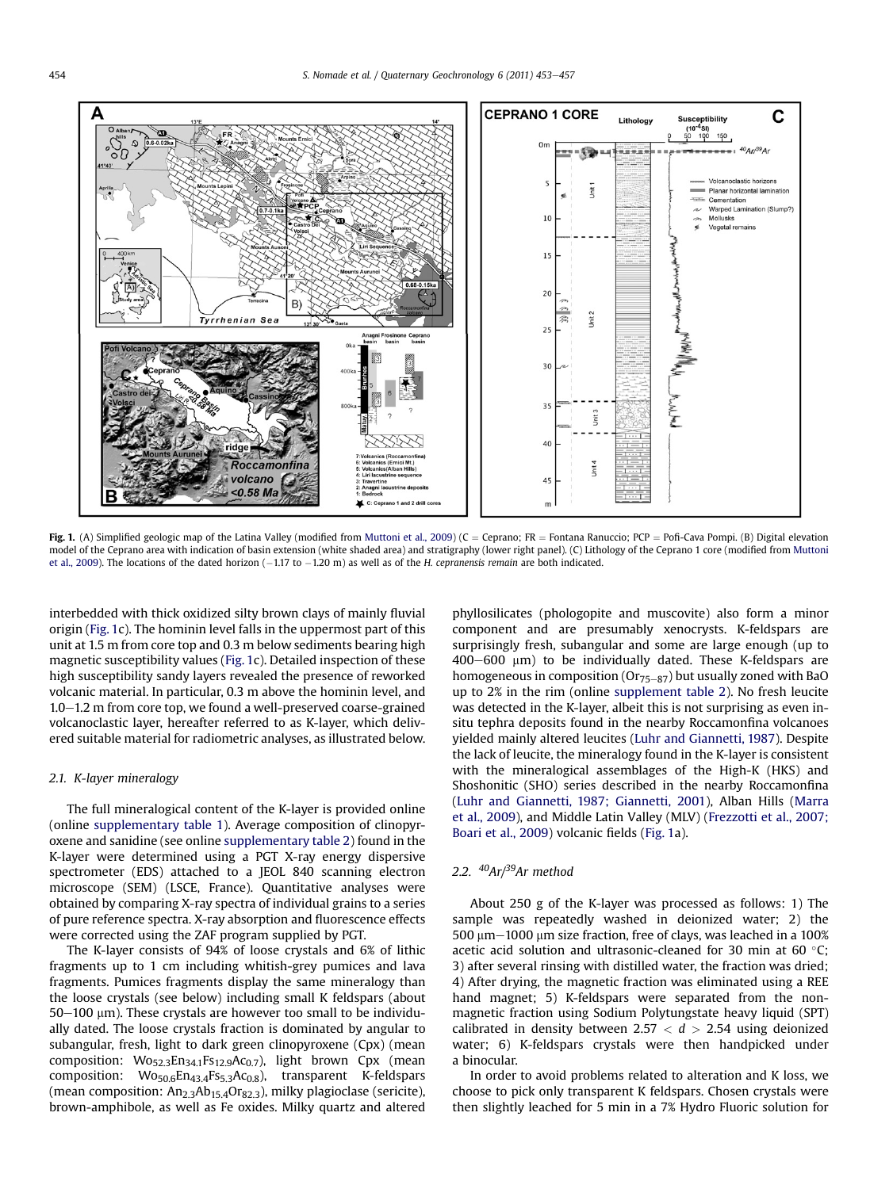A

13°E

14°

Alban Hills

A1

0.6-0.02ka

FR

Anagni

Mounts Ernici

41°40'

Aprilia

Mounts Lepini

Frosinone

Pofi Volcano

0.7-0.1ka

PCP

Ceprano

Castro Dei Volsci

A1

Aquino

Cassino

Liri Sequence

Mounts Ausoni

41°20'

Mounts Aurunci

0.68-0.15ka

400km

Venice

Adriatic Sea

Study area

Terracina

B)

Roccamonfina Volcano

Tyrrhenian Sea

13°30'

Gaeta

B

Pofi Volcano

Ceprano

Castro dei Volsci

Ceprano Basin

Aquino

Cassino

Liri R.

Mounts Aurunci

ridge

Roccamonfina volcano <0.58 Ma

Anagni Frosinone Ceprano basin basin basin

0ka

400ka

800ka

Brunhes

Matuy.

7: Volcanics (Roccamonfina)
6: Volcanics (Ernici Mt.)
5: Volcanics (Alban Hills)
4: Liri lacustrine sequence
3: Travertine
2: Anagni lacustrine deposits
1: Bedrock

C: Ceprano 1 and 2 drill cores

CEPRANO 1 CORE

Lithology

Susceptibility ($10^{-6}$SI)

0 50 100 150

C

0m

$^{40}Ar/^{39}Ar$

Unit 1

Unit 2

Unit 3

Unit 4

5

10

15

20

25

30

35

40

45

m

Volcanoclastic horizons

Planar horizontal lamination

Cementation

Warped Lamination (Slump?)

Mollusks

Vegetal remains

**Fig. 1.** (A) Simplified geologic map of the Latina Valley (modified from Muttoni et al., 2009) (C = Ceprano; FR = Fontana Ranuccio; PCP = Pofi-Cava Pompi. (B) Digital elevation model of the Ceprano area with indication of basin extension (white shaded area) and stratigraphy (lower right panel). (C) Lithology of the Ceprano 1 core (modified from Muttoni et al., 2009). The locations of the dated horizon (−1.17 to −1.20 m) as well as of the *H. cepranensis remain* are both indicated.

interbedded with thick oxidized silty brown clays of mainly fluvial origin (Fig. 1c). The hominin level falls in the uppermost part of this unit at 1.5 m from core top and 0.3 m below sediments bearing high magnetic susceptibility values (Fig. 1c). Detailed inspection of these high susceptibility sandy layers revealed the presence of reworked volcanic material. In particular, 0.3 m above the hominin level, and 1.0–1.2 m from core top, we found a well-preserved coarse-grained volcanoclastic layer, hereafter referred to as K-layer, which delivered suitable material for radiometric analyses, as illustrated below.

### 2.1. K-layer mineralogy

The full mineralogical content of the K-layer is provided online (online supplementary table 1). Average composition of clinopyroxene and sanidine (see online supplementary table 2) found in the K-layer were determined using a PGT X-ray energy dispersive spectrometer (EDS) attached to a JEOL 840 scanning electron microscope (SEM) (LSCE, France). Quantitative analyses were obtained by comparing X-ray spectra of individual grains to a series of pure reference spectra. X-ray absorption and fluorescence effects were corrected using the ZAF program supplied by PGT.

The K-layer consists of 94% of loose crystals and 6% of lithic fragments up to 1 cm including whitish-grey pumices and lava fragments. Pumices fragments display the same mineralogy than the loose crystals (see below) including small K feldspars (about 50–100 μm). These crystals are however too small to be individually dated. The loose crystals fraction is dominated by angular to subangular, fresh, light to dark green clinopyroxene (Cpx) (mean composition: $Wo_{52.3}En_{34.1}Fs_{12.9}Ac_{0.7}$), light brown Cpx (mean composition: $Wo_{50.6}En_{43.4}Fs_{5.3}Ac_{0.8}$), transparent K-feldspars (mean composition: $An_{2.3}Ab_{15.4}Or_{82.3}$), milky plagioclase (sericite), brown-amphibole, as well as Fe oxides. Milky quartz and altered phyllosilicates (phologopite and muscovite) also form a minor component and are presumably xenocrysts. K-feldspars are surprisingly fresh, subangular and some are large enough (up to 400–600 μm) to be individually dated. These K-feldspars are homogeneous in composition ($Or_{75-87}$) but usually zoned with BaO up to 2% in the rim (online supplement table 2). No fresh leucite was detected in the K-layer, albeit this is not surprising as even in-situ tephra deposits found in the nearby Roccamonfina volcanoes yielded mainly altered leucites (Luhr and Giannetti, 1987). Despite the lack of leucite, the mineralogy found in the K-layer is consistent with the mineralogical assemblages of the High-K (HKS) and Shoshonitic (SHO) series described in the nearby Roccamonfina (Luhr and Giannetti, 1987; Giannetti, 2001), Alban Hills (Marra et al., 2009), and Middle Latin Valley (MLV) (Frezzotti et al., 2007; Boari et al., 2009) volcanic fields (Fig. 1a).

### 2.2. $^{40}Ar/^{39}Ar$ method

About 250 g of the K-layer was processed as follows: 1) The sample was repeatedly washed in deionized water; 2) the 500 μm–1000 μm size fraction, free of clays, was leached in a 100% acetic acid solution and ultrasonic-cleaned for 30 min at 60 °C; 3) after several rinsing with distilled water, the fraction was dried; 4) After drying, the magnetic fraction was eliminated using a REE hand magnet; 5) K-feldspars were separated from the non-magnetic fraction using Sodium Polytungstate heavy liquid (SPT) calibrated in density between 2.57 < *d* > 2.54 using deionized water; 6) K-feldspars crystals were then handpicked under a binocular.

In order to avoid problems related to alteration and K loss, we choose to pick only transparent K feldspars. Chosen crystals were then slightly leached for 5 min in a 7% Hydro Fluoric solution for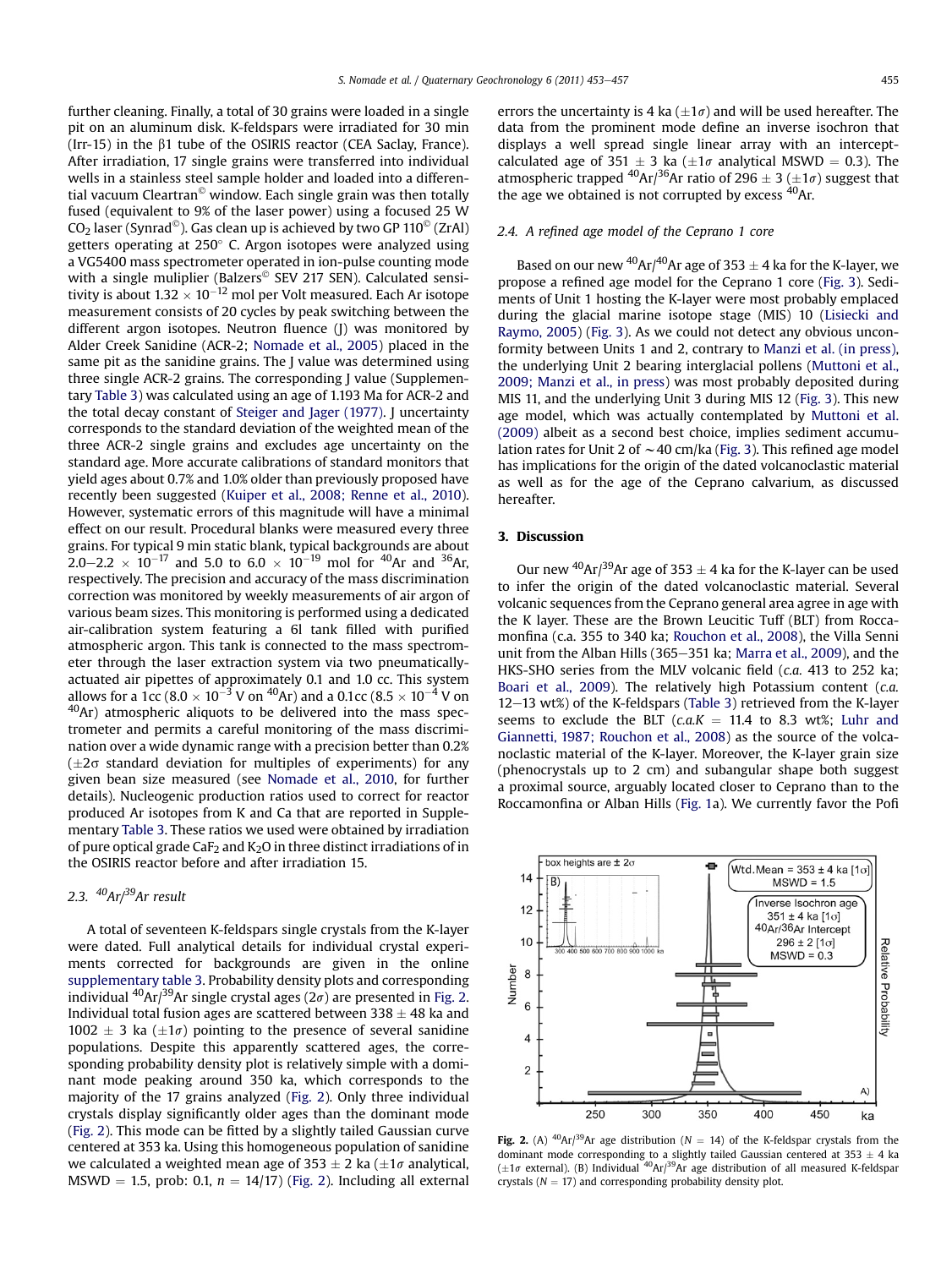further cleaning. Finally, a total of 30 grains were loaded in a single pit on an aluminum disk. K-feldspars were irradiated for 30 min (Irr-15) in the β1 tube of the OSIRIS reactor (CEA Saclay, France). After irradiation, 17 single grains were transferred into individual wells in a stainless steel sample holder and loaded into a differential vacuum Cleartran© window. Each single grain was then totally fused (equivalent to 9% of the laser power) using a focused 25 W $CO_2$ laser (Synrad©). Gas clean up is achieved by two GP 110© (ZrAl) getters operating at 250° C. Argon isotopes were analyzed using a VG5400 mass spectrometer operated in ion-pulse counting mode with a single muliplier (Balzers© SEV 217 SEN). Calculated sensitivity is about $1.32 \times 10^{-12}$ mol per Volt measured. Each Ar isotope measurement consists of 20 cycles by peak switching between the different argon isotopes. Neutron fluence (J) was monitored by Alder Creek Sanidine (ACR-2; Nomade et al., 2005) placed in the same pit as the sanidine grains. The J value was determined using three single ACR-2 grains. The corresponding J value (Supplementary Table 3) was calculated using an age of 1.193 Ma for ACR-2 and the total decay constant of Steiger and Jager (1977). J uncertainty corresponds to the standard deviation of the weighted mean of the three ACR-2 single grains and excludes age uncertainty on the standard age. More accurate calibrations of standard monitors that yield ages about 0.7% and 1.0% older than previously proposed have recently been suggested (Kuiper et al., 2008; Renne et al., 2010). However, systematic errors of this magnitude will have a minimal effect on our result. Procedural blanks were measured every three grains. For typical 9 min static blank, typical backgrounds are about $2.0–2.2 \times 10^{-17}$ and 5.0 to $6.0 \times 10^{-19}$ mol for $^{40}Ar$ and $^{36}Ar$, respectively. The precision and accuracy of the mass discrimination correction was monitored by weekly measurements of air argon of various beam sizes. This monitoring is performed using a dedicated air-calibration system featuring a 6l tank filled with purified atmospheric argon. This tank is connected to the mass spectrometer through the laser extraction system via two pneumatically-actuated air pipettes of approximately 0.1 and 1.0 cc. This system allows for a 1cc ($8.0 \times 10^{-3}$ V on $^{40}Ar$) and a 0.1cc ($8.5 \times 10^{-4}$ V on $^{40}Ar$) atmospheric aliquots to be delivered into the mass spectrometer and permits a careful monitoring of the mass discrimination over a wide dynamic range with a precision better than 0.2% ($\pm 2\sigma$ standard deviation for multiples of experiments) for any given bean size measured (see Nomade et al., 2010, for further details). Nucleogenic production ratios used to correct for reactor produced Ar isotopes from K and Ca that are reported in Supplementary Table 3. These ratios we used were obtained by irradiation of pure optical grade $CaF_2$ and $K_2O$ in three distinct irradiations of in the OSIRIS reactor before and after irradiation 15.

### 2.3. $^{40}Ar/^{39}Ar$ result

A total of seventeen K-feldspars single crystals from the K-layer were dated. Full analytical details for individual crystal experiments corrected for backgrounds are given in the online supplementary table 3. Probability density plots and corresponding individual $^{40}Ar/^{39}Ar$ single crystal ages ($2\sigma$) are presented in Fig. 2. Individual total fusion ages are scattered between 338 ± 48 ka and 1002 ± 3 ka ($\pm 1\sigma$) pointing to the presence of several sanidine populations. Despite this apparently scattered ages, the corresponding probability density plot is relatively simple with a dominant mode peaking around 350 ka, which corresponds to the majority of the 17 grains analyzed (Fig. 2). Only three individual crystals display significantly older ages than the dominant mode (Fig. 2). This mode can be fitted by a slightly tailed Gaussian curve centered at 353 ka. Using this homogeneous population of sanidine we calculated a weighted mean age of 353 ± 2 ka ($\pm 1\sigma$ analytical, MSWD = 1.5, prob: 0.1, n = 14/17) (Fig. 2). Including all external errors the uncertainty is 4 ka ($\pm 1\sigma$) and will be used hereafter. The data from the prominent mode define an inverse isochron that displays a well spread single linear array with an intercept-calculated age of 351 ± 3 ka ($\pm 1\sigma$ analytical MSWD = 0.3). The atmospheric trapped $^{40}Ar/^{36}Ar$ ratio of 296 ± 3 ($\pm 1\sigma$) suggest that the age we obtained is not corrupted by excess $^{40}Ar$.

### 2.4. A refined age model of the Ceprano 1 core

Based on our new $^{40}Ar/^{40}Ar$ age of 353 ± 4 ka for the K-layer, we propose a refined age model for the Ceprano 1 core (Fig. 3). Sediments of Unit 1 hosting the K-layer were most probably emplaced during the glacial marine isotope stage (MIS) 10 (Lisiecki and Raymo, 2005) (Fig. 3). As we could not detect any obvious unconformity between Units 1 and 2, contrary to Manzi et al. (in press), the underlying Unit 2 bearing interglacial pollens (Muttoni et al., 2009; Manzi et al., in press) was most probably deposited during MIS 11, and the underlying Unit 3 during MIS 12 (Fig. 3). This new age model, which was actually contemplated by Muttoni et al. (2009) albeit as a second best choice, implies sediment accumulation rates for Unit 2 of ~40 cm/ka (Fig. 3). This refined age model has implications for the origin of the dated volcanoclastic material as well as for the age of the Ceprano calvarium, as discussed hereafter.

## 3. Discussion

Our new $^{40}Ar/^{39}Ar$ age of 353 ± 4 ka for the K-layer can be used to infer the origin of the dated volcanoclastic material. Several volcanic sequences from the Ceprano general area agree in age with the K layer. These are the Brown Leucitic Tuff (BLT) from Roccamonfina (c.a. 355 to 340 ka; Rouchon et al., 2008), the Villa Senni unit from the Alban Hills (365–351 ka; Marra et al., 2009), and the HKS-SHO series from the MLV volcanic field (*c.a.* 413 to 252 ka; Boari et al., 2009). The relatively high Potassium content (*c.a.* 12–13 wt%) of the K-feldspars (Table 3) retrieved from the K-layer seems to exclude the BLT (*c.a.K* = 11.4 to 8.3 wt%; Luhr and Giannetti, 1987; Rouchon et al., 2008) as the source of the volcanoclastic material of the K-layer. Moreover, the K-layer grain size (phenocrystals up to 2 cm) and subangular shape both suggest a proximal source, arguably located closer to Ceprano than to the Roccamonfina or Alban Hills (Fig. 1a). We currently favor the Pofi

box heights are ± 2σ
Wtd.Mean = 353 ± 4 ka [1σ]
MSWD = 1.5
Inverse Isochron age
351 ± 4 ka [1σ]
40Ar/36Ar Intercept
296 ± 2 [1σ]
MSWD = 0.3
B)
300 400 500 600 700 800 900 1000 ka
Number
Relative Probability
A)
250 300 350 400 450 ka

**Fig. 2.** (A) $^{40}Ar/^{39}Ar$ age distribution (N = 14) of the K-feldspar crystals from the dominant mode corresponding to a slightly tailed Gaussian centered at 353 ± 4 ka ($\pm 1\sigma$ external). (B) Individual $^{40}Ar/^{39}Ar$ age distribution of all measured K-feldspar crystals (N = 17) and corresponding probability density plot.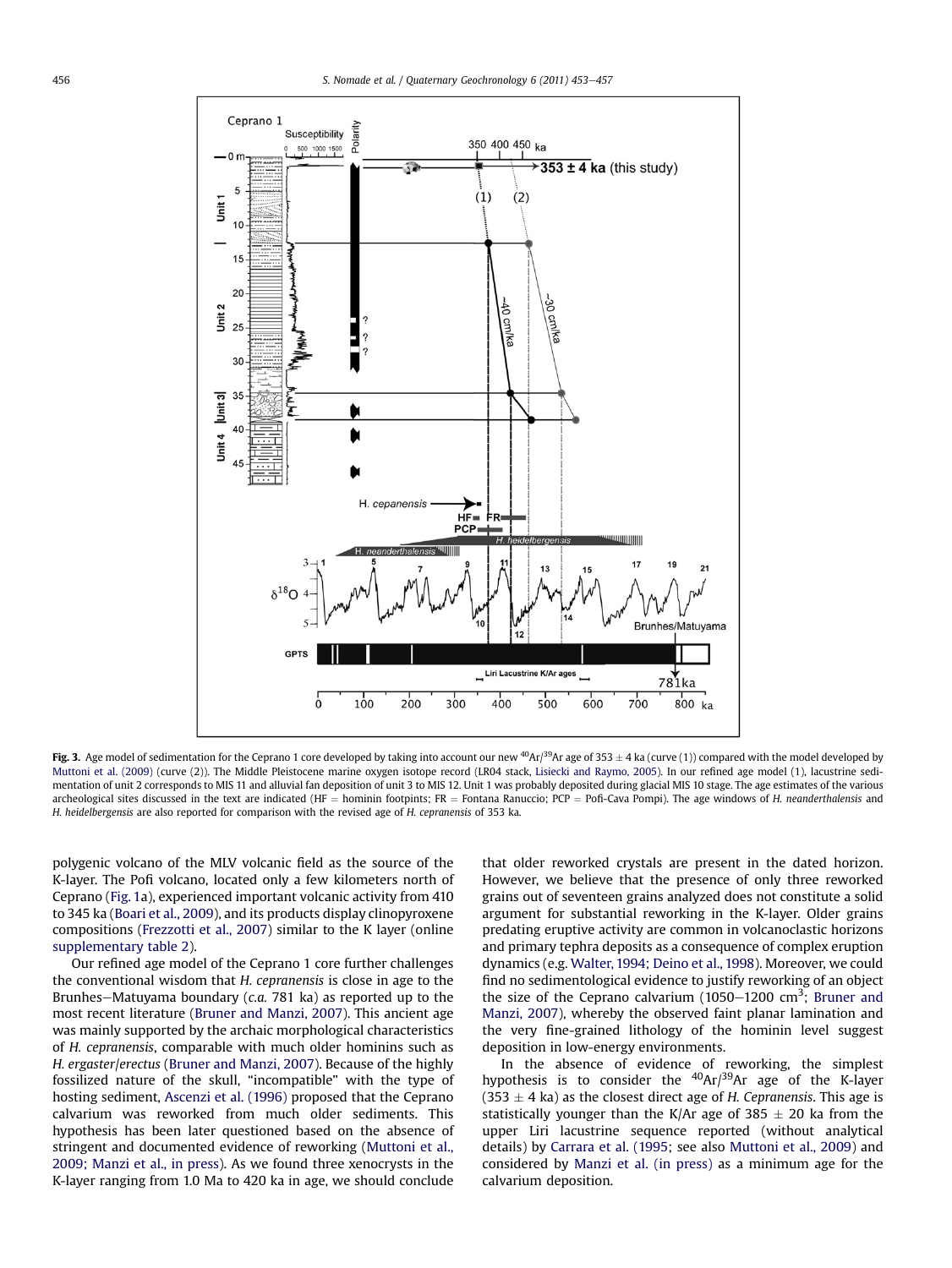Ceprano 1

Susceptibility

0 500 1000 1500

Polarity

350 400 450 ka

353 ± 4 ka (this study)

(1) (2)

~40 cm/ka

~30 cm/ka

Unit 1

Unit 2

Unit 3

Unit 4

0 m

5

10

15

20

25

30

35

40

45

H. cepanensis

HF FR

PCP

H. heidelbergensis

H. neanderthalensis

$\delta^{18}O$

1 5 7 9 11 13 15 17 19 21

10 12 14

Brunhes/Matuyama

GPTS

Liri Lacustrine K/Ar ages

781ka

0 100 200 300 400 500 600 700 800 ka

**Fig. 3.** Age model of sedimentation for the Ceprano 1 core developed by taking into account our new $^{40}Ar/^{39}Ar$ age of 353 ± 4 ka (curve (1)) compared with the model developed by Muttoni et al. (2009) (curve (2)). The Middle Pleistocene marine oxygen isotope record (LR04 stack, Lisiecki and Raymo, 2005). In our refined age model (1), lacustrine sedimentation of unit 2 corresponds to MIS 11 and alluvial fan deposition of unit 3 to MIS 12. Unit 1 was probably deposited during glacial MIS 10 stage. The age estimates of the various archeological sites discussed in the text are indicated (HF = hominin footprints; FR = Fontana Ranuccio; PCP = Pofi-Cava Pompi). The age windows of *H. neanderthalensis* and *H. heidelbergensis* are also reported for comparison with the revised age of *H. cepranensis* of 353 ka.

polygenic volcano of the MLV volcanic field as the source of the K-layer. The Pofi volcano, located only a few kilometers north of Ceprano (Fig. 1a), experienced important volcanic activity from 410 to 345 ka (Boari et al., 2009), and its products display clinopyroxene compositions (Frezzotti et al., 2007) similar to the K layer (online supplementary table 2).

Our refined age model of the Ceprano 1 core further challenges the conventional wisdom that *H. cepranensis* is close in age to the Brunhes–Matuyama boundary (*c.a.* 781 ka) as reported up to the most recent literature (Bruner and Manzi, 2007). This ancient age was mainly supported by the archaic morphological characteristics of *H. cepranensis*, comparable with much older hominins such as *H. ergaster/erectus* (Bruner and Manzi, 2007). Because of the highly fossilized nature of the skull, "incompatible" with the type of hosting sediment, Ascenzi et al. (1996) proposed that the Ceprano calvarium was reworked from much older sediments. This hypothesis has been later questioned based on the absence of stringent and documented evidence of reworking (Muttoni et al., 2009; Manzi et al., in press). As we found three xenocrysts in the K-layer ranging from 1.0 Ma to 420 ka in age, we should conclude that older reworked crystals are present in the dated horizon. However, we believe that the presence of only three reworked grains out of seventeen grains analyzed does not constitute a solid argument for substantial reworking in the K-layer. Older grains predating eruptive activity are common in volcanoclastic horizons and primary tephra deposits as a consequence of complex eruption dynamics (e.g. Walter, 1994; Deino et al., 1998). Moreover, we could find no sedimentological evidence to justify reworking of an object the size of the Ceprano calvarium (1050–1200 $cm^3$; Bruner and Manzi, 2007), whereby the observed faint planar lamination and the very fine-grained lithology of the hominin level suggest deposition in low-energy environments.

In the absence of evidence of reworking, the simplest hypothesis is to consider the $^{40}Ar/^{39}Ar$ age of the K-layer (353 ± 4 ka) as the closest direct age of *H. Cepranensis*. This age is statistically younger than the K/Ar age of 385 ± 20 ka from the upper Liri lacustrine sequence reported (without analytical details) by Carrara et al. (1995; see also Muttoni et al., 2009) and considered by Manzi et al. (in press) as a minimum age for the calvarium deposition.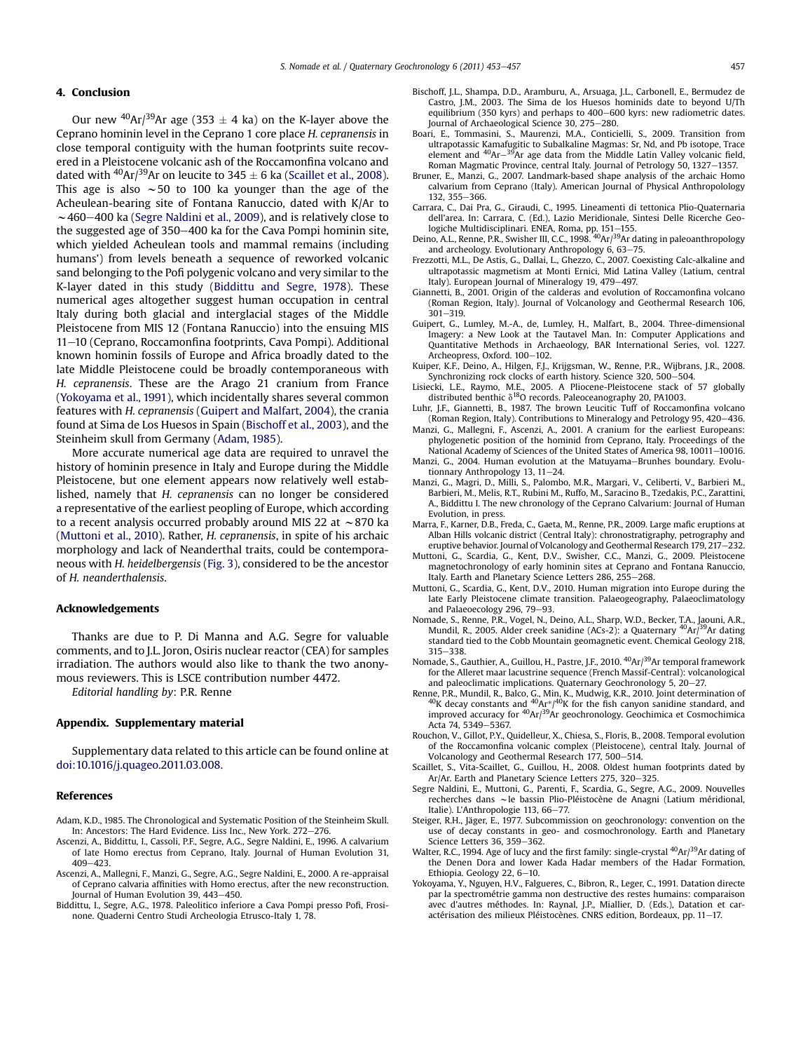## 4. Conclusion

Our new $^{40}Ar/^{39}Ar$ age (353 ± 4 ka) on the K-layer above the Ceprano hominin level in the Ceprano 1 core place *H. cepranensis* in close temporal contiguity with the human footprints suite recovered in a Pleistocene volcanic ash of the Roccamonfina volcano and dated with $^{40}Ar/^{39}Ar$ on leucite to 345 ± 6 ka (Scaillet et al., 2008). This age is also ~50 to 100 ka younger than the age of the Acheulean-bearing site of Fontana Ranuccio, dated with K/Ar to ~460–400 ka (Segre Naldini et al., 2009), and is relatively close to the suggested age of 350–400 ka for the Cava Pompi hominin site, which yielded Acheulean tools and mammal remains (including humans') from levels beneath a sequence of reworked volcanic sand belonging to the Pofi polygenic volcano and very similar to the K-layer dated in this study (Biddittu and Segre, 1978). These numerical ages altogether suggest human occupation in central Italy during both glacial and interglacial stages of the Middle Pleistocene from MIS 12 (Fontana Ranuccio) into the ensuing MIS 11–10 (Ceprano, Roccamonfina footprints, Cava Pompi). Additional known hominin fossils of Europe and Africa broadly dated to the late Middle Pleistocene could be broadly contemporaneous with *H. cepranensis*. These are the Arago 21 cranium from France (Yokoyama et al., 1991), which incidentally shares several common features with *H. cepranensis* (Guipert and Malfart, 2004), the crania found at Sima de Los Huesos in Spain (Bischoff et al., 2003), and the Steinheim skull from Germany (Adam, 1985).

More accurate numerical age data are required to unravel the history of hominin presence in Italy and Europe during the Middle Pleistocene, but one element appears now relatively well established, namely that *H. cepranensis* can no longer be considered a representative of the earliest peopling of Europe, which according to a recent analysis occurred probably around MIS 22 at ~870 ka (Muttoni et al., 2010). Rather, *H. cepranensis*, in spite of his archaic morphology and lack of Neanderthal traits, could be contemporaneous with *H. heidelbergensis* (Fig. 3), considered to be the ancestor of *H. neanderthalensis*.

## Acknowledgements

Thanks are due to P. Di Manna and A.G. Segre for valuable comments, and to J.L. Joron, Osiris nuclear reactor (CEA) for samples irradiation. The authors would also like to thank the two anonymous reviewers. This is LSCE contribution number 4472.

*Editorial handling by*: P.R. Renne

## Appendix. Supplementary material

Supplementary data related to this article can be found online at doi:10.1016/j.quageo.2011.03.008.

## References

Adam, K.D., 1985. The Chronological and Systematic Position of the Steinheim Skull. In: Ancestors: The Hard Evidence. Liss Inc., New York. 272–276.

Ascenzi, A., Biddittu, I., Cassoli, P.F., Segre, A.G., Segre Naldini, E., 1996. A calvarium of late Homo erectus from Ceprano, Italy. Journal of Human Evolution 31, 409–423.

Ascenzi, A., Mallegni, F., Manzi, G., Segre, A.G., Segre Naldini, E., 2000. A re-appraisal of Ceprano calvaria affinities with Homo erectus, after the new reconstruction. Journal of Human Evolution 39, 443–450.

Biddittu, I., Segre, A.G., 1978. Paleolitico inferiore a Cava Pompi presso Pofi, Frosinone. Quaderni Centro Studi Archeologia Etrusco-Italy 1, 78.

Bischoff, J.L., Shampa, D.D., Aramburu, A., Arsuaga, J.L., Carbonell, E., Bermudez de Castro, J.M., 2003. The Sima de los Huesos hominids date to beyond U/Th equilibrium (350 kyrs) and perhaps to 400–600 kyrs: new radiometric dates. Journal of Archaeological Science 30, 275–280.

Boari, E., Tommasini, S., Maurenzi, M.A., Conticielli, S., 2009. Transition from ultrapotassic Kamafugitic to Subalkaline Magmas: Sr, Nd, and Pb isotope, Trace element and $^{40}Ar–^{39}Ar$ age data from the Middle Latin Valley volcanic field, Roman Magmatic Province, central Italy. Journal of Petrology 50, 1327–1357.

Bruner, E., Manzi, G., 2007. Landmark-based shape analysis of the archaic Homo calvarium from Ceprano (Italy). American Journal of Physical Anthropology 132, 355–366.

Carrara, C., Dai Pra, G., Giraudi, C., 1995. Lineamenti di tettonica Plio-Quaternaria dell'area. In: Carrara, C. (Ed.), Lazio Meridionale, Sintesi Delle Ricerche Geologiche Multidisciplinari. ENEA, Roma, pp. 151–155.

Deino, A.L., Renne, P.R., Swisher III, C.C., 1998. $^{40}Ar/^{39}Ar$ dating in paleoanthropology and archeology. Evolutionary Anthropology 6, 63–75.

Frezzotti, M.L., De Astis, G., Dallai, L., Ghezzo, C., 2007. Coexisting Calc-alkaline and ultrapotassic magmatism at Monti Ernici, Mid Latina Valley (Latium, central Italy). European Journal of Mineralogy 19, 479–497.

Giannetti, B., 2001. Origin of the calderas and evolution of Roccamonfina volcano (Roman Region, Italy). Journal of Volcanology and Geothermal Research 106, 301–319.

Guipert, G., Lumley, M.-A., de, Lumley, H., Malfart, B., 2004. Three-dimensional Imagery: a New Look at the Tautavel Man. In: Computer Applications and Quantitative Methods in Archaeology, BAR International Series, vol. 1227. Archeopress, Oxford. 100–102.

Kuiper, K.F., Deino, A., Hilgen, F.J., Krijgsman, W., Renne, P.R., Wijbrans, J.R., 2008. Synchronizing rock clocks of earth history. Science 320, 500–504.

Lisiecki, L.E., Raymo, M.E., 2005. A Pliocene-Pleistocene stack of 57 globally distributed benthic $\delta^{18}O$ records. Paleoceanography 20, PA1003.

Luhr, J.F., Giannetti, B., 1987. The brown Leucitic Tuff of Roccamonfina volcano (Roman Region, Italy). Contributions to Mineralogy and Petrology 95, 420–436.

Manzi, G., Mallegni, F., Ascenzi, A., 2001. A cranium for the earliest Europeans: phylogenetic position of the hominid from Ceprano, Italy. Proceedings of the National Academy of Sciences of the United States of America 98, 10011–10016.

Manzi, G., 2004. Human evolution at the Matuyama–Brunhes boundary. Evolutionnary Anthropology 13, 11–24.

Manzi, G., Magri, D., Milli, S., Palombo, M.R., Margari, V., Celiberti, V., Barbieri M., Barbieri, M., Melis, R.T., Rubini M., Ruffo, M., Saracino B., Tzedakis, P.C., Zarattini, A., Biddittu I. The new chronology of the Ceprano Calvarium: Journal of Human Evolution, in press.

Marra, F., Karner, D.B., Freda, C., Gaeta, M., Renne, P.R., 2009. Large mafic eruptions at Alban Hills volcanic district (Central Italy): chronostratigraphy, petrography and eruptive behavior. Journal of Volcanology and Geothermal Research 179, 217–232.

Muttoni, G., Scardia, G., Kent, D.V., Swisher, C.C., Manzi, G., 2009. Pleistocene magnetochronology of early hominin sites at Ceprano and Fontana Ranuccio, Italy. Earth and Planetary Science Letters 286, 255–268.

Muttoni, G., Scardia, G., Kent, D.V., 2010. Human migration into Europe during the late Early Pleistocene climate transition. Palaeogeography, Palaeoclimatology and Palaeoecology 296, 79–93.

Nomade, S., Renne, P.R., Vogel, N., Deino, A.L., Sharp, W.D., Becker, T.A., Jaouni, A.R., Mundil, R., 2005. Alder creek sanidine (ACs-2): a Quaternary $^{40}Ar/^{39}Ar$ dating standard tied to the Cobb Mountain geomagnetic event. Chemical Geology 218, 315–338.

Nomade, S., Gauthier, A., Guillou, H., Pastre, J.F., 2010. $^{40}Ar/^{39}Ar$ temporal framework for the Alleret maar lacustrine sequence (French Massif-Central): volcanological and paleoclimatic implications. Quaternary Geochronology 5, 20–27.

Renne, P.R., Mundil, R., Balco, G., Min, K., Mudwig, K.R., 2010. Joint determination of $^{40}K$ decay constants and $^{40}Ar^*/^{40}K$ for the fish canyon sanidine standard, and improved accuracy for $^{40}Ar/^{39}Ar$ geochronology. Geochimica et Cosmochimica Acta 74, 5349–5367.

Rouchon, V., Gillot, P.Y., Quidelleur, X., Chiesa, S., Floris, B., 2008. Temporal evolution of the Roccamonfina volcanic complex (Pleistocene), central Italy. Journal of Volcanology and Geothermal Research 177, 500–514.

Scaillet, S., Vita-Scaillet, G., Guillou, H., 2008. Oldest human footprints dated by Ar/Ar. Earth and Planetary Science Letters 275, 320–325.

Segre Naldini, E., Muttoni, G., Parenti, F., Scardia, G., Segre, A.G., 2009. Nouvelles recherches dans ~le bassin Plio-Pléistocène de Anagni (Latium méridional, Italie). L'Anthropologie 113, 66–77.

Steiger, R.H., Jäger, E., 1977. Subcommission on geochronology: convention on the use of decay constants in geo- and cosmochronology. Earth and Planetary Science Letters 36, 359–362.

Walter, R.C., 1994. Age of lucy and the first family: single-crystal $^{40}Ar/^{39}Ar$ dating of the Denen Dora and lower Kada Hadar members of the Hadar Formation, Ethiopia. Geology 22, 6–10.

Yokoyama, Y., Nguyen, H.V., Falgueres, C., Bibron, R., Leger, C., 1991. Datation directe par la spectrométrie gamma non destructive des restes humains: comparaison avec d'autres méthodes. In: Raynal, J.P., Miallier, D. (Eds.), Datation et caractérisation des milieux Pléistocènes. CNRS edition, Bordeaux, pp. 11–17.